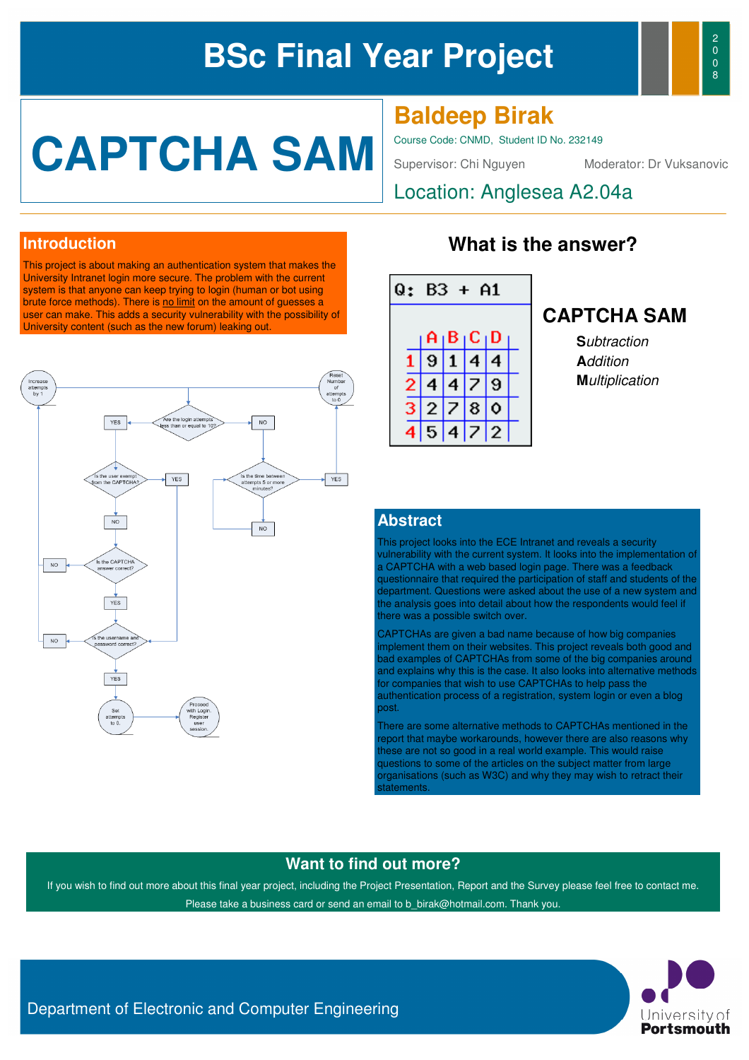# BSc Final Year Project

2008

# CAPTCHA SAM

## Baldeep Birak

Course Code: CNMD, Student ID No. 232149

Supervisor: Chi Nguyen

Moderator: Dr Vuksanovic

Location: Anglesea A2.04a

## Introduction

This project is about making an authentication system that makes the University Intranet login more secure. The problem with the current system is that anyone can keep trying to login (human or bot using brute force methods). There is no limit on the amount of guesses a user can make. This adds a security vulnerability with the possibility of University content (such as the new forum) leaking out.

Increase attempts by 1

Are the login attempts less than or equal to 10?

YES

NO

Reset Number of attempts to 0

Is the user exempt from the CAPTCHA?

YES

Is the time between attempts 5 or more minutes?

YES

NO

NO

Is the CAPTCHA answer correct?

NO

YES

Is the username and password correct?

NO

YES

Set attempts to 0.

Proceed with Login. Register user session.

## What is the answer?

Q: B3 + A1

|   | A | B | C | D |
|---|---|---|---|---|
| 1 | 9 | 1 | 4 | 4 |
| 2 | 4 | 4 | 7 | 9 |
| 3 | 2 | 7 | 8 | 0 |
| 4 | 5 | 4 | 7 | 2 |

## CAPTCHA SAM

**S***ubtraction*

**A***ddition*

**M***ultiplication*

## Abstract

This project looks into the ECE Intranet and reveals a security vulnerability with the current system. It looks into the implementation of a CAPTCHA with a web based login page. There was a feedback questionnaire that required the participation of staff and students of the department. Questions were asked about the use of a new system and the analysis goes into detail about how the respondents would feel if there was a possible switch over.

CAPTCHAs are given a bad name because of how big companies implement them on their websites. This project reveals both good and bad examples of CAPTCHAs from some of the big companies around and explains why this is the case. It also looks into alternative methods for companies that wish to use CAPTCHAs to help pass the authentication process of a registration, system login or even a blog post.

There are some alternative methods to CAPTCHAs mentioned in the report that maybe workarounds, however there are also reasons why these are not so good in a real world example. This would raise questions to some of the articles on the subject matter from large organisations (such as W3C) and why they may wish to retract their statements.

## Want to find out more?

If you wish to find out more about this final year project, including the Project Presentation, Report and the Survey please feel free to contact me.

Please take a business card or send an email to b_birak@hotmail.com. Thank you.

Department of Electronic and Computer Engineering

University of Portsmouth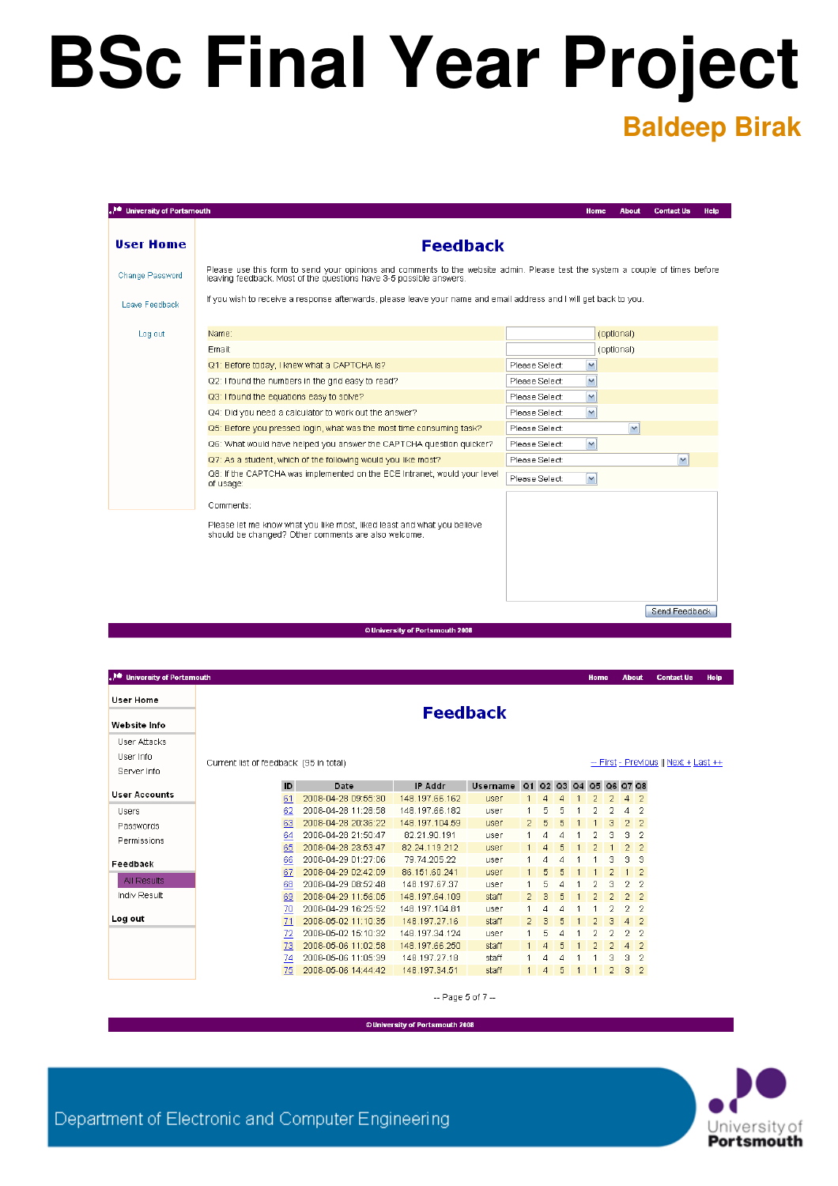# BSc Final Year Project

## Baldeep Birak

University of Portsmouth — Home | About | Contact Us | Help

**User Home**

Change Password

Leave Feedback

Log out

## Feedback

Please use this form to send your opinions and comments to the website admin. Please test the system a couple of times before leaving feedback. Most of the questions have 3-5 possible answers.

If you wish to receive a response afterwards, please leave your name and email address and I will get back to you.

| | | |
|---|---|---|
| Name: | | (optional) |
| Email: | | (optional) |
| Q1: Before today, I knew what a CAPTCHA is? | Please Select | |
| Q2: I found the numbers in the grid easy to read? | Please Select | |
| Q3: I found the equations easy to solve? | Please Select | |
| Q4: Did you need a calculator to work out the answer? | Please Select | |
| Q5: Before you pressed login, what was the most time consuming task? | Please Select | |
| Q6: What would have helped you answer the CAPTCHA question quicker? | Please Select | |
| Q7: As a student, which of the following would you like most? | Please Select | |
| Q8: If the CAPTCHA was implemented on the ECE intranet, would your level of usage: | Please Select | |

Comments:

Please let me know what you like most, liked least and what you believe should be changed? Other comments are also welcome.

Send Feedback

©University of Portsmouth 2008

University of Portsmouth — Home | About | Contact Us | Help

**User Home**

**Website Info**
- User Attacks
- User Info
- Server Info

**User Accounts**
- Users
- Passwords
- Permissions

**Feedback**
- All Results
- Indiv Result

**Log out**

## Feedback

Current list of feedback: (95 in total)

-- First - Previous || Next + Last ++

| ID | Date | IP Addr | Username | Q1 | Q2 | Q3 | Q4 | Q5 | Q6 | Q7 | Q8 |
|---|---|---|---|---|---|---|---|---|---|---|---|
| 61 | 2008-04-28 09:55:30 | 148.197.66.162 | user | 1 | 4 | 4 | 1 | 2 | 2 | 4 | 2 |
| 62 | 2008-04-28 11:29:58 | 148.197.66.182 | user | 1 | 5 | 5 | 1 | 2 | 2 | 4 | 2 |
| 63 | 2008-04-28 20:36:22 | 148.197.104.69 | user | 2 | 5 | 5 | 1 | 1 | 3 | 2 | 2 |
| 64 | 2008-04-28 21:50:47 | 82.21.90.191 | user | 1 | 4 | 4 | 1 | 2 | 3 | 3 | 2 |
| 65 | 2008-04-28 23:53:47 | 82.24.119.212 | user | 1 | 4 | 5 | 1 | 2 | 1 | 2 | 2 |
| 66 | 2008-04-29 01:27:06 | 79.74.205.22 | user | 1 | 4 | 4 | 1 | 1 | 3 | 3 | 3 |
| 67 | 2008-04-29 02:42:09 | 86.151.60.241 | user | 1 | 5 | 5 | 1 | 1 | 2 | 1 | 2 |
| 68 | 2008-04-29 08:52:48 | 148.197.67.37 | user | 1 | 5 | 4 | 1 | 2 | 3 | 2 | 2 |
| 69 | 2008-04-29 11:56:05 | 148.197.64.109 | staff | 2 | 3 | 5 | 1 | 2 | 2 | 2 | 2 |
| 70 | 2008-04-29 16:25:52 | 148.197.104.81 | user | 1 | 4 | 4 | 1 | 1 | 2 | 2 | 2 |
| 71 | 2008-05-02 11:10:35 | 148.197.27.16 | staff | 2 | 3 | 5 | 1 | 2 | 3 | 4 | 2 |
| 72 | 2008-05-02 15:10:32 | 148.197.34.124 | user | 1 | 5 | 4 | 1 | 2 | 2 | 2 | 2 |
| 73 | 2008-05-06 11:02:58 | 148.197.66.250 | staff | 1 | 4 | 5 | 1 | 2 | 2 | 4 | 2 |
| 74 | 2008-05-06 11:05:39 | 148.197.27.18 | staff | 1 | 4 | 4 | 1 | 1 | 3 | 3 | 2 |
| 75 | 2008-05-06 14:44:42 | 148.197.34.51 | staff | 1 | 4 | 5 | 1 | 1 | 2 | 3 | 2 |

-- Page 5 of 7 --

©University of Portsmouth 2008

Department of Electronic and Computer Engineering

University of Portsmouth